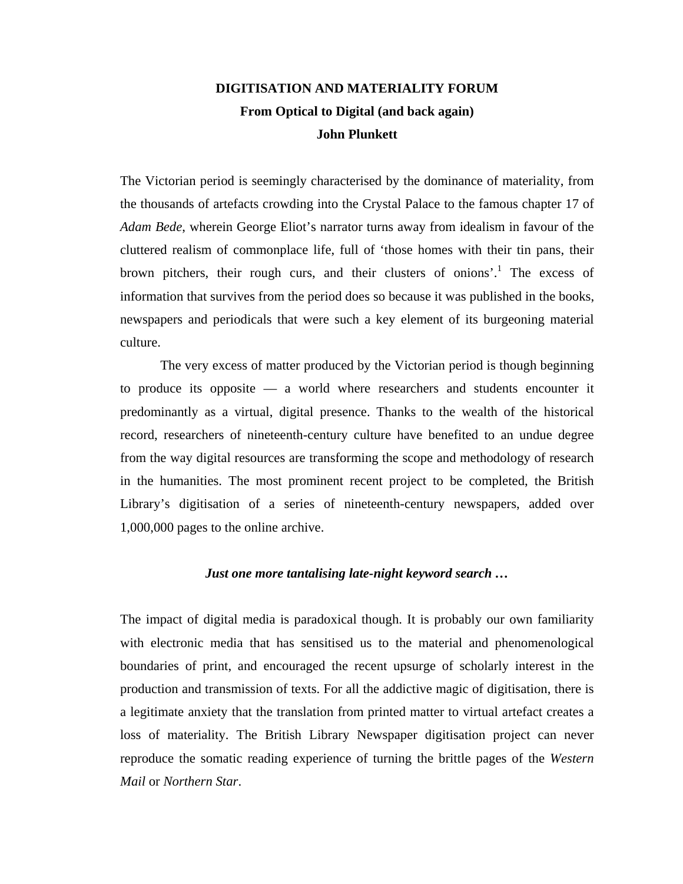# DIGITISATION AND MATERIALITY FORUM

## From Optical to Digital (and back again)

**John Plunkett**

The Victorian period is seemingly characterised by the dominance of materiality, from the thousands of artefacts crowding into the Crystal Palace to the famous chapter 17 of *Adam Bede*, wherein George Eliot's narrator turns away from idealism in favour of the cluttered realism of commonplace life, full of 'those homes with their tin pans, their brown pitchers, their rough curs, and their clusters of onions'.[1] The excess of information that survives from the period does so because it was published in the books, newspapers and periodicals that were such a key element of its burgeoning material culture.

The very excess of matter produced by the Victorian period is though beginning to produce its opposite — a world where researchers and students encounter it predominantly as a virtual, digital presence. Thanks to the wealth of the historical record, researchers of nineteenth-century culture have benefited to an undue degree from the way digital resources are transforming the scope and methodology of research in the humanities. The most prominent recent project to be completed, the British Library's digitisation of a series of nineteenth-century newspapers, added over 1,000,000 pages to the online archive.

### *Just one more tantalising late-night keyword search …*

The impact of digital media is paradoxical though. It is probably our own familiarity with electronic media that has sensitised us to the material and phenomenological boundaries of print, and encouraged the recent upsurge of scholarly interest in the production and transmission of texts. For all the addictive magic of digitisation, there is a legitimate anxiety that the translation from printed matter to virtual artefact creates a loss of materiality. The British Library Newspaper digitisation project can never reproduce the somatic reading experience of turning the brittle pages of the *Western Mail* or *Northern Star*.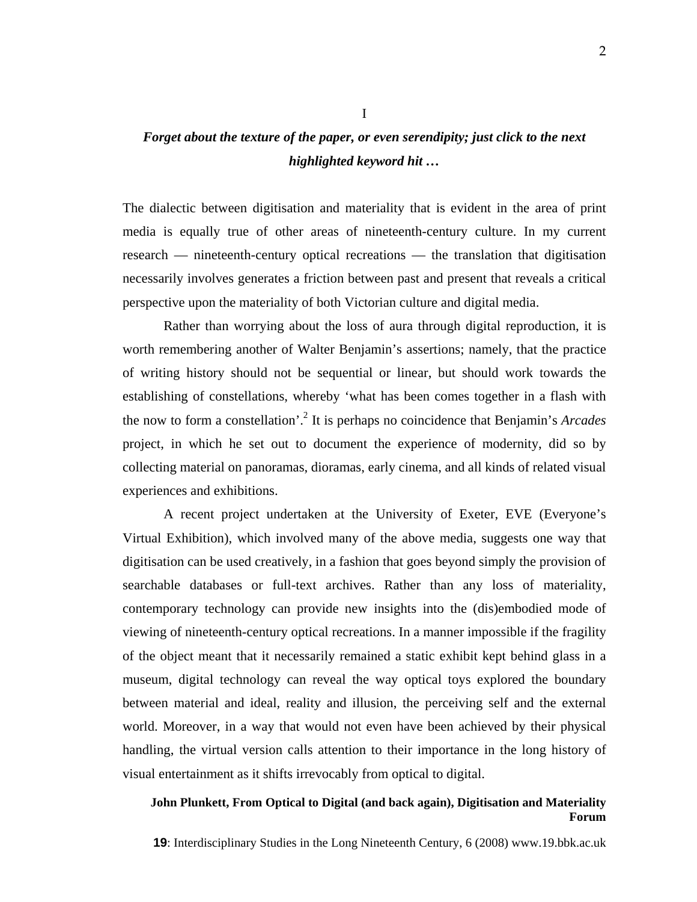I

***Forget about the texture of the paper, or even serendipity; just click to the next highlighted keyword hit …***

The dialectic between digitisation and materiality that is evident in the area of print media is equally true of other areas of nineteenth-century culture. In my current research — nineteenth-century optical recreations — the translation that digitisation necessarily involves generates a friction between past and present that reveals a critical perspective upon the materiality of both Victorian culture and digital media.

Rather than worrying about the loss of aura through digital reproduction, it is worth remembering another of Walter Benjamin's assertions; namely, that the practice of writing history should not be sequential or linear, but should work towards the establishing of constellations, whereby 'what has been comes together in a flash with the now to form a constellation'.[2] It is perhaps no coincidence that Benjamin's *Arcades* project, in which he set out to document the experience of modernity, did so by collecting material on panoramas, dioramas, early cinema, and all kinds of related visual experiences and exhibitions.

A recent project undertaken at the University of Exeter, EVE (Everyone's Virtual Exhibition), which involved many of the above media, suggests one way that digitisation can be used creatively, in a fashion that goes beyond simply the provision of searchable databases or full-text archives. Rather than any loss of materiality, contemporary technology can provide new insights into the (dis)embodied mode of viewing of nineteenth-century optical recreations. In a manner impossible if the fragility of the object meant that it necessarily remained a static exhibit kept behind glass in a museum, digital technology can reveal the way optical toys explored the boundary between material and ideal, reality and illusion, the perceiving self and the external world. Moreover, in a way that would not even have been achieved by their physical handling, the virtual version calls attention to their importance in the long history of visual entertainment as it shifts irrevocably from optical to digital.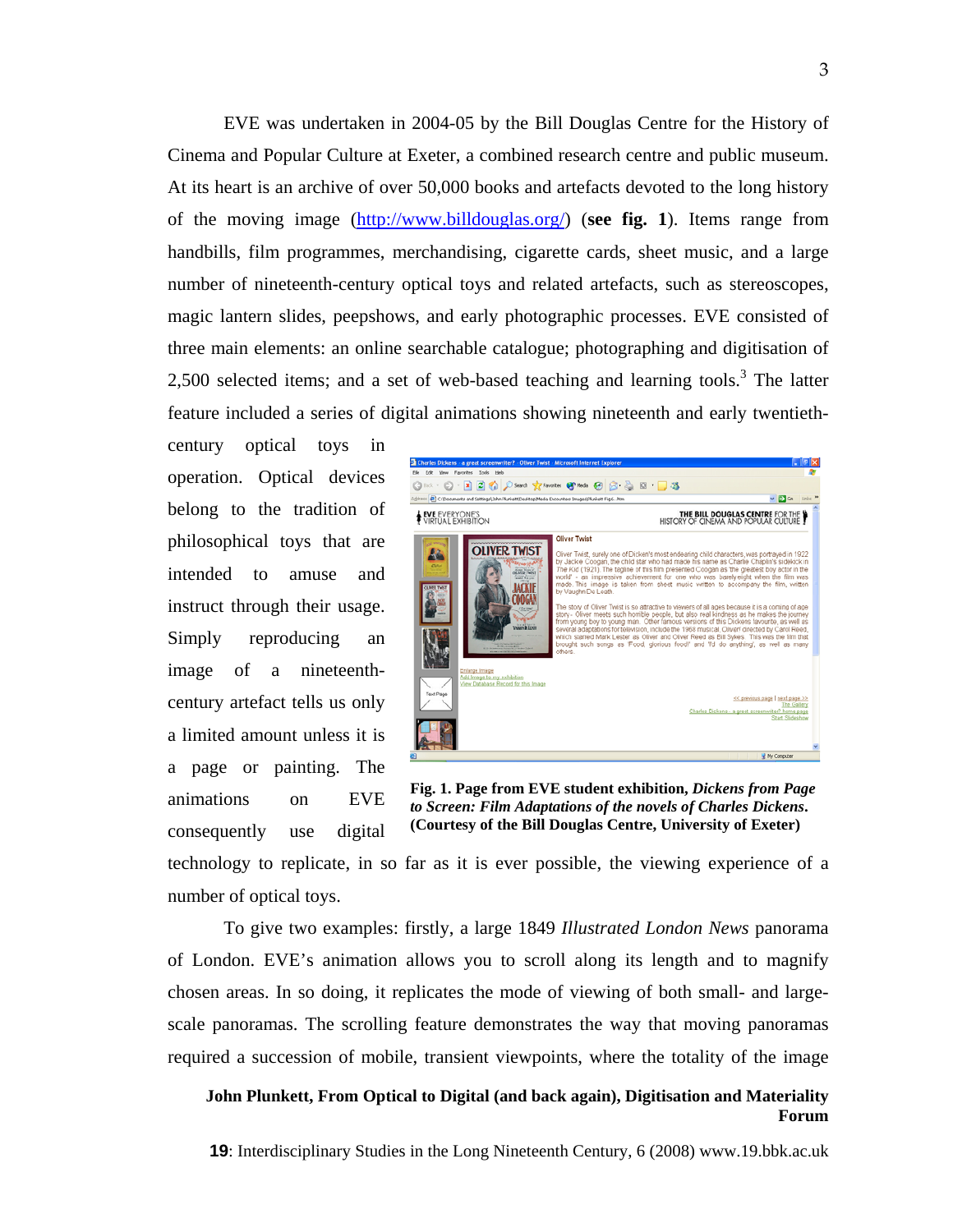EVE was undertaken in 2004-05 by the Bill Douglas Centre for the History of Cinema and Popular Culture at Exeter, a combined research centre and public museum. At its heart is an archive of over 50,000 books and artefacts devoted to the long history of the moving image (http://www.billdouglas.org/) (**see fig. 1**). Items range from handbills, film programmes, merchandising, cigarette cards, sheet music, and a large number of nineteenth-century optical toys and related artefacts, such as stereoscopes, magic lantern slides, peepshows, and early photographic processes. EVE consisted of three main elements: an online searchable catalogue; photographing and digitisation of 2,500 selected items; and a set of web-based teaching and learning tools.[3] The latter feature included a series of digital animations showing nineteenth and early twentieth-century optical toys in operation. Optical devices belong to the tradition of philosophical toys that are intended to amuse and instruct through their usage. Simply reproducing an image of a nineteenth-century artefact tells us only a limited amount unless it is a page or painting. The animations on EVE consequently use digital technology to replicate, in so far as it is ever possible, the viewing experience of a number of optical toys.

**Fig. 1. Page from EVE student exhibition, *Dickens from Page to Screen: Film Adaptations of the novels of Charles Dickens*. (Courtesy of the Bill Douglas Centre, University of Exeter)**

To give two examples: firstly, a large 1849 *Illustrated London News* panorama of London. EVE's animation allows you to scroll along its length and to magnify chosen areas. In so doing, it replicates the mode of viewing of both small- and large-scale panoramas. The scrolling feature demonstrates the way that moving panoramas required a succession of mobile, transient viewpoints, where the totality of the image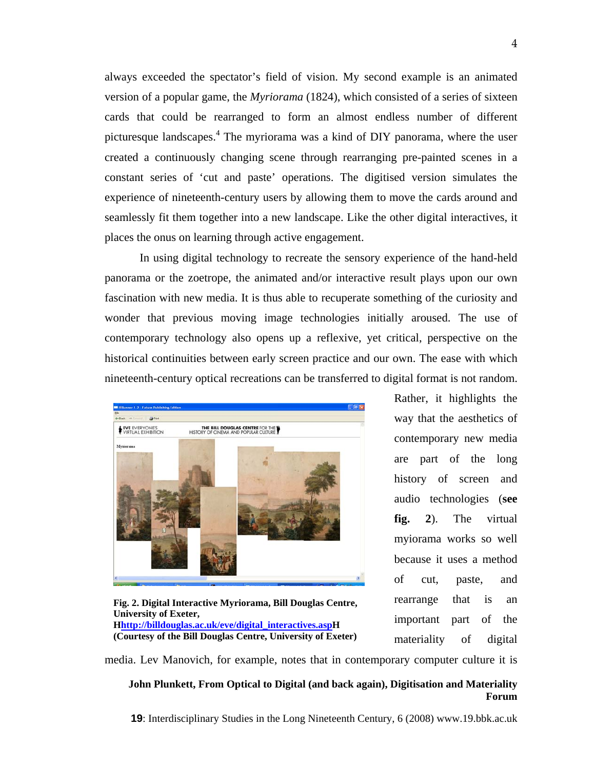always exceeded the spectator's field of vision. My second example is an animated version of a popular game, the *Myriorama* (1824), which consisted of a series of sixteen cards that could be rearranged to form an almost endless number of different picturesque landscapes.[4] The myriorama was a kind of DIY panorama, where the user created a continuously changing scene through rearranging pre-painted scenes in a constant series of 'cut and paste' operations. The digitised version simulates the experience of nineteenth-century users by allowing them to move the cards around and seamlessly fit them together into a new landscape. Like the other digital interactives, it places the onus on learning through active engagement.

In using digital technology to recreate the sensory experience of the hand-held panorama or the zoetrope, the animated and/or interactive result plays upon our own fascination with new media. It is thus able to recuperate something of the curiosity and wonder that previous moving image technologies initially aroused. The use of contemporary technology also opens up a reflexive, yet critical, perspective on the historical continuities between early screen practice and our own. The ease with which nineteenth-century optical recreations can be transferred to digital format is not random. Rather, it highlights the way that the aesthetics of contemporary new media are part of the long history of screen and audio technologies (**see fig. 2**). The virtual myiorama works so well because it uses a method of cut, paste, and rearrange that is an important part of the materiality of digital media. Lev Manovich, for example, notes that in contemporary computer culture it is

**Fig. 2. Digital Interactive Myriorama, Bill Douglas Centre, University of Exeter, Hhttp://billdouglas.ac.uk/eve/digital_interactives.aspH (Courtesy of the Bill Douglas Centre, University of Exeter)**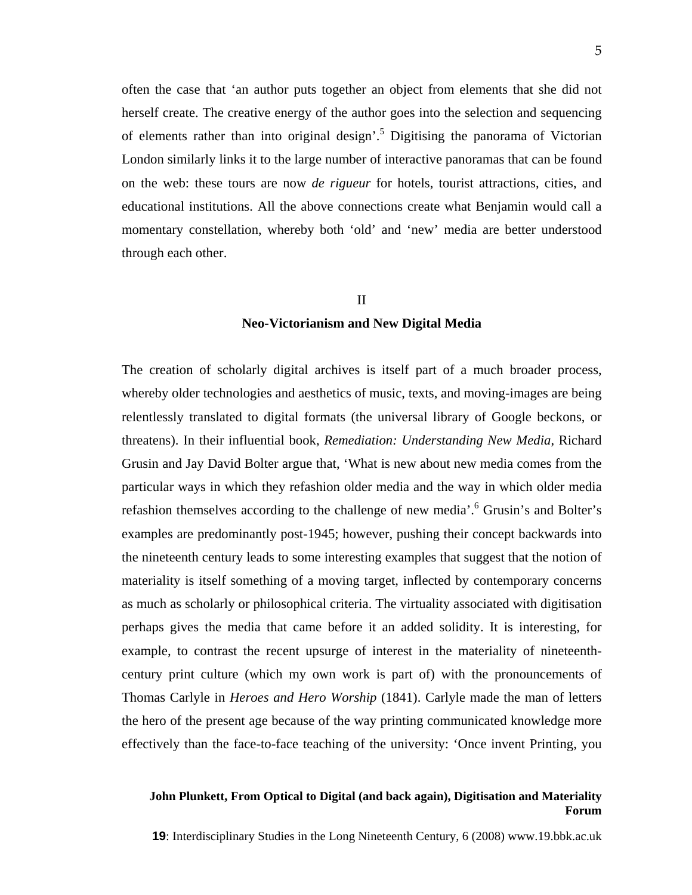often the case that 'an author puts together an object from elements that she did not herself create. The creative energy of the author goes into the selection and sequencing of elements rather than into original design'.[5] Digitising the panorama of Victorian London similarly links it to the large number of interactive panoramas that can be found on the web: these tours are now *de rigueur* for hotels, tourist attractions, cities, and educational institutions. All the above connections create what Benjamin would call a momentary constellation, whereby both 'old' and 'new' media are better understood through each other.

## II
## Neo-Victorianism and New Digital Media

The creation of scholarly digital archives is itself part of a much broader process, whereby older technologies and aesthetics of music, texts, and moving-images are being relentlessly translated to digital formats (the universal library of Google beckons, or threatens). In their influential book, *Remediation: Understanding New Media*, Richard Grusin and Jay David Bolter argue that, 'What is new about new media comes from the particular ways in which they refashion older media and the way in which older media refashion themselves according to the challenge of new media'.[6] Grusin's and Bolter's examples are predominantly post-1945; however, pushing their concept backwards into the nineteenth century leads to some interesting examples that suggest that the notion of materiality is itself something of a moving target, inflected by contemporary concerns as much as scholarly or philosophical criteria. The virtuality associated with digitisation perhaps gives the media that came before it an added solidity. It is interesting, for example, to contrast the recent upsurge of interest in the materiality of nineteenth-century print culture (which my own work is part of) with the pronouncements of Thomas Carlyle in *Heroes and Hero Worship* (1841). Carlyle made the man of letters the hero of the present age because of the way printing communicated knowledge more effectively than the face-to-face teaching of the university: 'Once invent Printing, you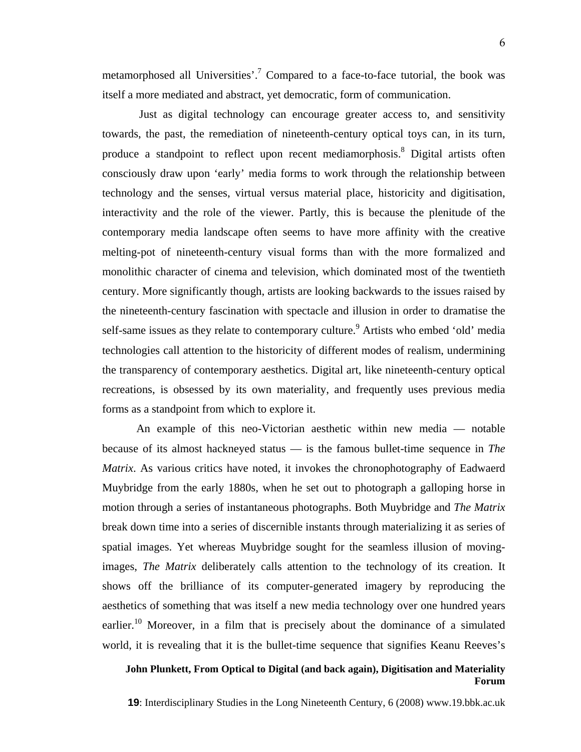metamorphosed all Universities'.[7] Compared to a face-to-face tutorial, the book was itself a more mediated and abstract, yet democratic, form of communication.

Just as digital technology can encourage greater access to, and sensitivity towards, the past, the remediation of nineteenth-century optical toys can, in its turn, produce a standpoint to reflect upon recent mediamorphosis.[8] Digital artists often consciously draw upon 'early' media forms to work through the relationship between technology and the senses, virtual versus material place, historicity and digitisation, interactivity and the role of the viewer. Partly, this is because the plenitude of the contemporary media landscape often seems to have more affinity with the creative melting-pot of nineteenth-century visual forms than with the more formalized and monolithic character of cinema and television, which dominated most of the twentieth century. More significantly though, artists are looking backwards to the issues raised by the nineteenth-century fascination with spectacle and illusion in order to dramatise the self-same issues as they relate to contemporary culture.[9] Artists who embed 'old' media technologies call attention to the historicity of different modes of realism, undermining the transparency of contemporary aesthetics. Digital art, like nineteenth-century optical recreations, is obsessed by its own materiality, and frequently uses previous media forms as a standpoint from which to explore it.

An example of this neo-Victorian aesthetic within new media — notable because of its almost hackneyed status — is the famous bullet-time sequence in *The Matrix*. As various critics have noted, it invokes the chronophotography of Eadwaerd Muybridge from the early 1880s, when he set out to photograph a galloping horse in motion through a series of instantaneous photographs. Both Muybridge and *The Matrix* break down time into a series of discernible instants through materializing it as series of spatial images. Yet whereas Muybridge sought for the seamless illusion of moving-images, *The Matrix* deliberately calls attention to the technology of its creation. It shows off the brilliance of its computer-generated imagery by reproducing the aesthetics of something that was itself a new media technology over one hundred years earlier.[10] Moreover, in a film that is precisely about the dominance of a simulated world, it is revealing that it is the bullet-time sequence that signifies Keanu Reeves's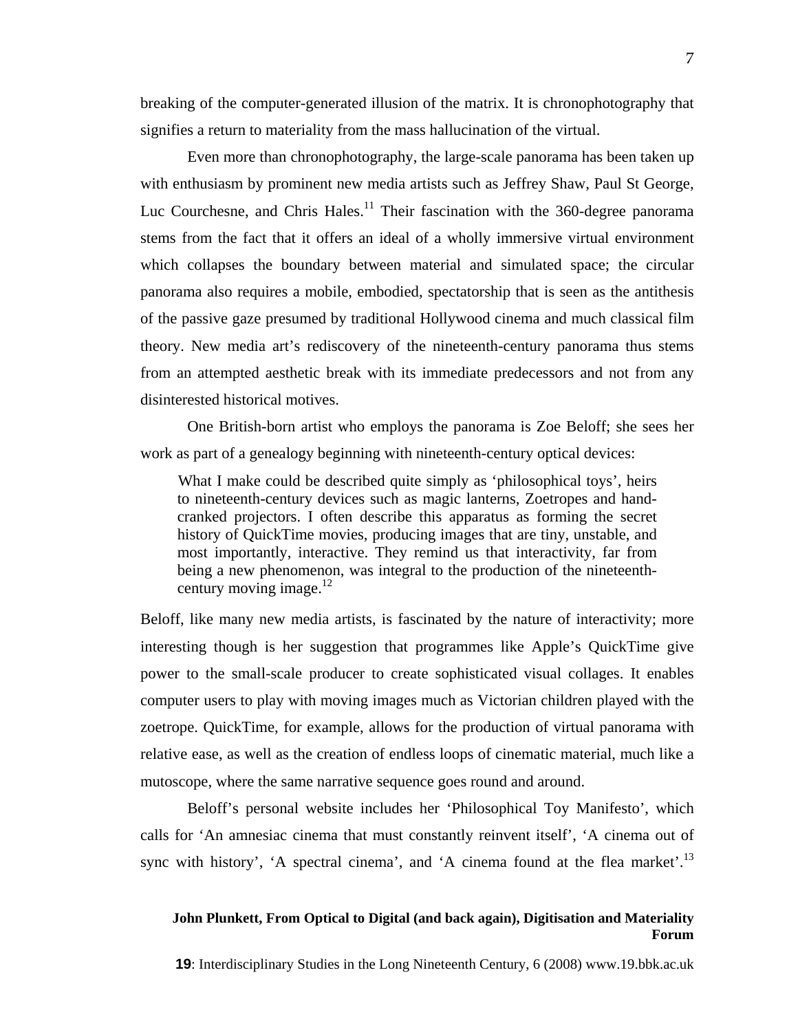breaking of the computer-generated illusion of the matrix. It is chronophotography that signifies a return to materiality from the mass hallucination of the virtual.

Even more than chronophotography, the large-scale panorama has been taken up with enthusiasm by prominent new media artists such as Jeffrey Shaw, Paul St George, Luc Courchesne, and Chris Hales.[11] Their fascination with the 360-degree panorama stems from the fact that it offers an ideal of a wholly immersive virtual environment which collapses the boundary between material and simulated space; the circular panorama also requires a mobile, embodied, spectatorship that is seen as the antithesis of the passive gaze presumed by traditional Hollywood cinema and much classical film theory. New media art's rediscovery of the nineteenth-century panorama thus stems from an attempted aesthetic break with its immediate predecessors and not from any disinterested historical motives.

One British-born artist who employs the panorama is Zoe Beloff; she sees her work as part of a genealogy beginning with nineteenth-century optical devices:

> What I make could be described quite simply as 'philosophical toys', heirs to nineteenth-century devices such as magic lanterns, Zoetropes and hand-cranked projectors. I often describe this apparatus as forming the secret history of QuickTime movies, producing images that are tiny, unstable, and most importantly, interactive. They remind us that interactivity, far from being a new phenomenon, was integral to the production of the nineteenth-century moving image.[12]

Beloff, like many new media artists, is fascinated by the nature of interactivity; more interesting though is her suggestion that programmes like Apple's QuickTime give power to the small-scale producer to create sophisticated visual collages. It enables computer users to play with moving images much as Victorian children played with the zoetrope. QuickTime, for example, allows for the production of virtual panorama with relative ease, as well as the creation of endless loops of cinematic material, much like a mutoscope, where the same narrative sequence goes round and around.

Beloff's personal website includes her 'Philosophical Toy Manifesto', which calls for 'An amnesiac cinema that must constantly reinvent itself', 'A cinema out of sync with history', 'A spectral cinema', and 'A cinema found at the flea market'.[13]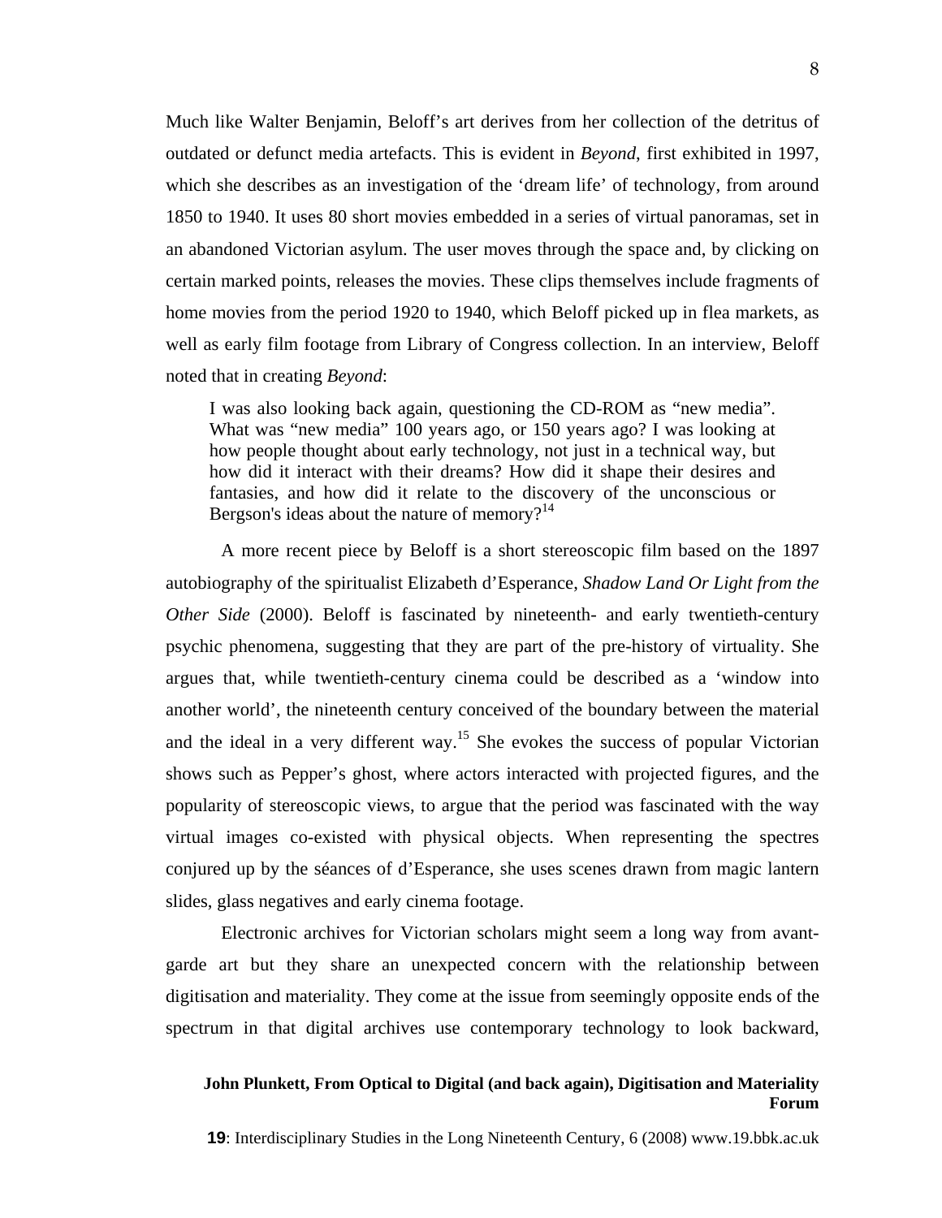Much like Walter Benjamin, Beloff's art derives from her collection of the detritus of outdated or defunct media artefacts. This is evident in *Beyond*, first exhibited in 1997, which she describes as an investigation of the 'dream life' of technology, from around 1850 to 1940. It uses 80 short movies embedded in a series of virtual panoramas, set in an abandoned Victorian asylum. The user moves through the space and, by clicking on certain marked points, releases the movies. These clips themselves include fragments of home movies from the period 1920 to 1940, which Beloff picked up in flea markets, as well as early film footage from Library of Congress collection. In an interview, Beloff noted that in creating *Beyond*:

> I was also looking back again, questioning the CD-ROM as "new media". What was "new media" 100 years ago, or 150 years ago? I was looking at how people thought about early technology, not just in a technical way, but how did it interact with their dreams? How did it shape their desires and fantasies, and how did it relate to the discovery of the unconscious or Bergson's ideas about the nature of memory?[14]

A more recent piece by Beloff is a short stereoscopic film based on the 1897 autobiography of the spiritualist Elizabeth d'Esperance, *Shadow Land Or Light from the Other Side* (2000). Beloff is fascinated by nineteenth- and early twentieth-century psychic phenomena, suggesting that they are part of the pre-history of virtuality. She argues that, while twentieth-century cinema could be described as a 'window into another world', the nineteenth century conceived of the boundary between the material and the ideal in a very different way.[15] She evokes the success of popular Victorian shows such as Pepper's ghost, where actors interacted with projected figures, and the popularity of stereoscopic views, to argue that the period was fascinated with the way virtual images co-existed with physical objects. When representing the spectres conjured up by the séances of d'Esperance, she uses scenes drawn from magic lantern slides, glass negatives and early cinema footage.

Electronic archives for Victorian scholars might seem a long way from avant-garde art but they share an unexpected concern with the relationship between digitisation and materiality. They come at the issue from seemingly opposite ends of the spectrum in that digital archives use contemporary technology to look backward,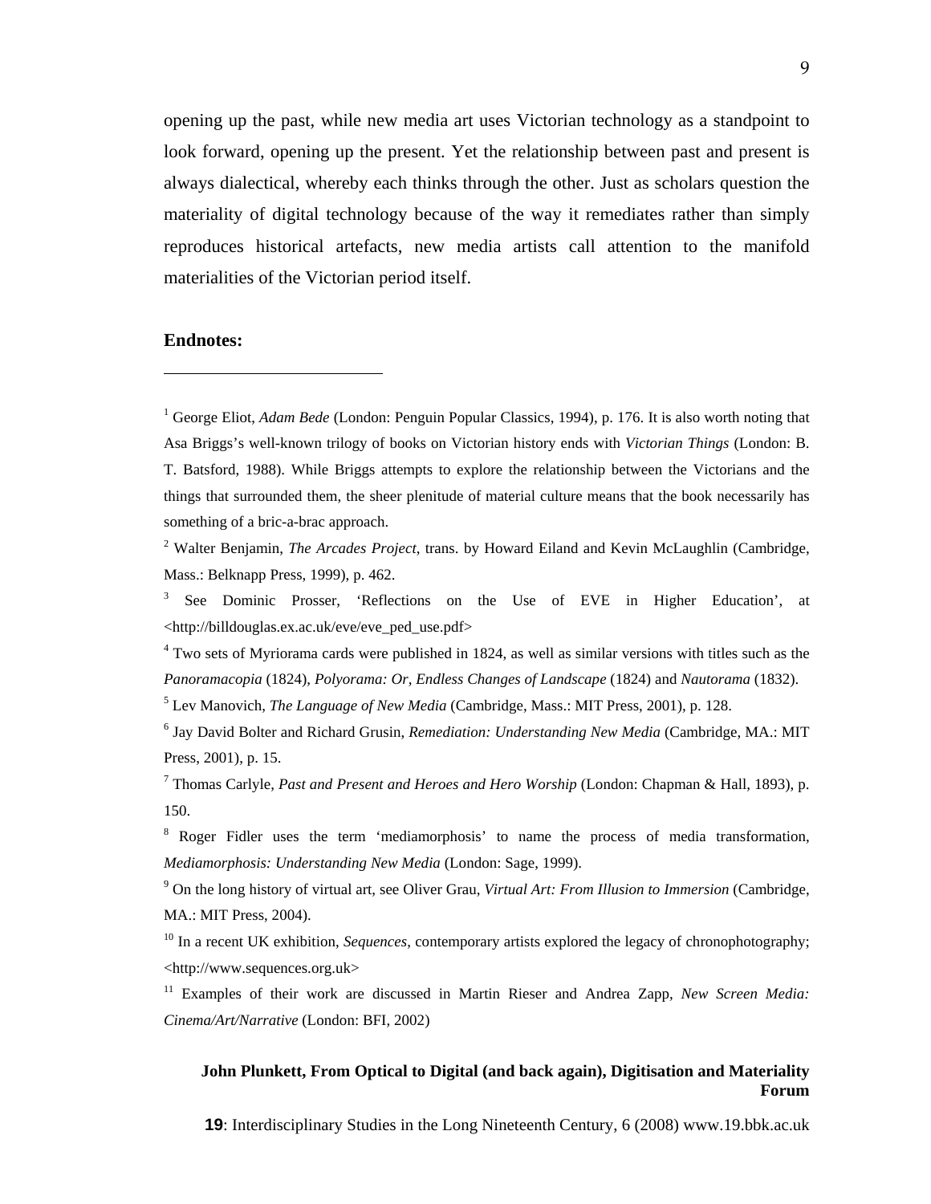opening up the past, while new media art uses Victorian technology as a standpoint to look forward, opening up the present. Yet the relationship between past and present is always dialectical, whereby each thinks through the other. Just as scholars question the materiality of digital technology because of the way it remediates rather than simply reproduces historical artefacts, new media artists call attention to the manifold materialities of the Victorian period itself.

**Endnotes:**

[1] George Eliot, *Adam Bede* (London: Penguin Popular Classics, 1994), p. 176. It is also worth noting that Asa Briggs's well-known trilogy of books on Victorian history ends with *Victorian Things* (London: B. T. Batsford, 1988). While Briggs attempts to explore the relationship between the Victorians and the things that surrounded them, the sheer plenitude of material culture means that the book necessarily has something of a bric-a-brac approach.

[2] Walter Benjamin, *The Arcades Project*, trans. by Howard Eiland and Kevin McLaughlin (Cambridge, Mass.: Belknapp Press, 1999), p. 462.

[3] See Dominic Prosser, 'Reflections on the Use of EVE in Higher Education', at <http://billdouglas.ex.ac.uk/eve/eve_ped_use.pdf>

[4] Two sets of Myriorama cards were published in 1824, as well as similar versions with titles such as the *Panoramacopia* (1824), *Polyorama: Or, Endless Changes of Landscape* (1824) and *Nautorama* (1832).

[5] Lev Manovich, *The Language of New Media* (Cambridge, Mass.: MIT Press, 2001), p. 128.

[6] Jay David Bolter and Richard Grusin, *Remediation: Understanding New Media* (Cambridge, MA.: MIT Press, 2001), p. 15.

[7] Thomas Carlyle, *Past and Present and Heroes and Hero Worship* (London: Chapman & Hall, 1893), p. 150.

[8] Roger Fidler uses the term 'mediamorphosis' to name the process of media transformation, *Mediamorphosis: Understanding New Media* (London: Sage, 1999).

[9] On the long history of virtual art, see Oliver Grau, *Virtual Art: From Illusion to Immersion* (Cambridge, MA.: MIT Press, 2004).

[10] In a recent UK exhibition, *Sequences*, contemporary artists explored the legacy of chronophotography; <http://www.sequences.org.uk>

[11] Examples of their work are discussed in Martin Rieser and Andrea Zapp, *New Screen Media: Cinema/Art/Narrative* (London: BFI, 2002)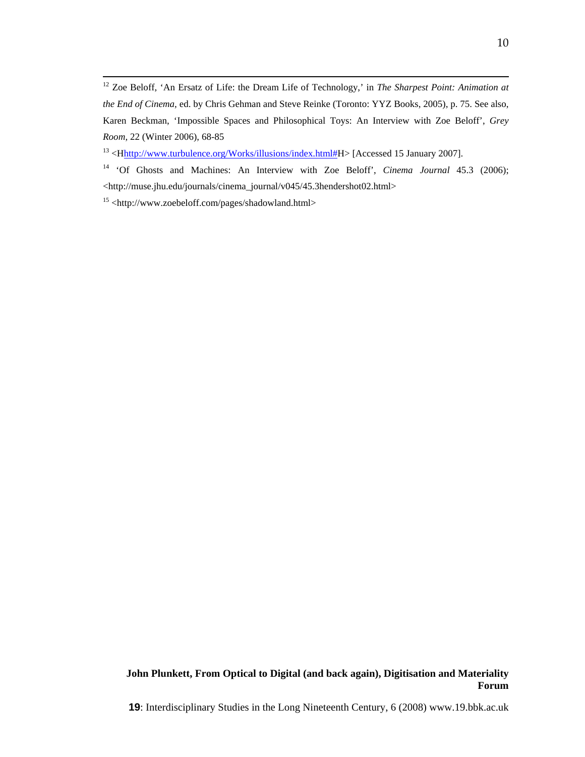[12] Zoe Beloff, 'An Ersatz of Life: the Dream Life of Technology,' in *The Sharpest Point: Animation at the End of Cinema*, ed. by Chris Gehman and Steve Reinke (Toronto: YYZ Books, 2005), p. 75. See also, Karen Beckman, 'Impossible Spaces and Philosophical Toys: An Interview with Zoe Beloff', *Grey Room*, 22 (Winter 2006), 68-85

[13] <Hhttp://www.turbulence.org/Works/illusions/index.html#H> [Accessed 15 January 2007].

[14] 'Of Ghosts and Machines: An Interview with Zoe Beloff', *Cinema Journal* 45.3 (2006); <http://muse.jhu.edu/journals/cinema_journal/v045/45.3hendershot02.html>

[15] <http://www.zoebeloff.com/pages/shadowland.html>